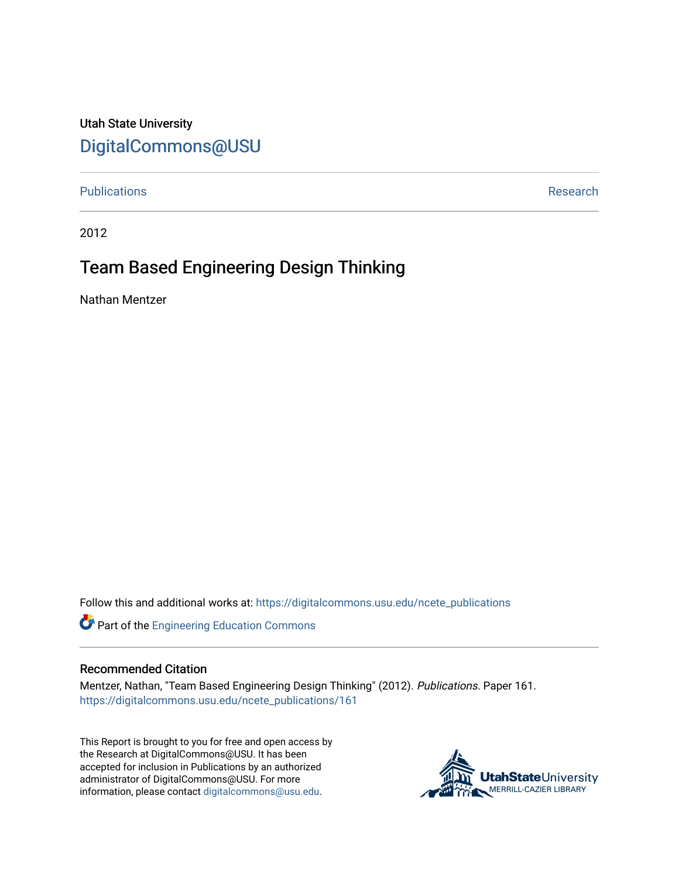Utah State University

# DigitalCommons@USU

Publications | Research

2012

## Team Based Engineering Design Thinking

Nathan Mentzer

Follow this and additional works at: https://digitalcommons.usu.edu/ncete_publications

Part of the Engineering Education Commons

### Recommended Citation

Mentzer, Nathan, "Team Based Engineering Design Thinking" (2012). *Publications*. Paper 161.
https://digitalcommons.usu.edu/ncete_publications/161

This Report is brought to you for free and open access by the Research at DigitalCommons@USU. It has been accepted for inclusion in Publications by an authorized administrator of DigitalCommons@USU. For more information, please contact digitalcommons@usu.edu.

UtahStateUniversity MERRILL-CAZIER LIBRARY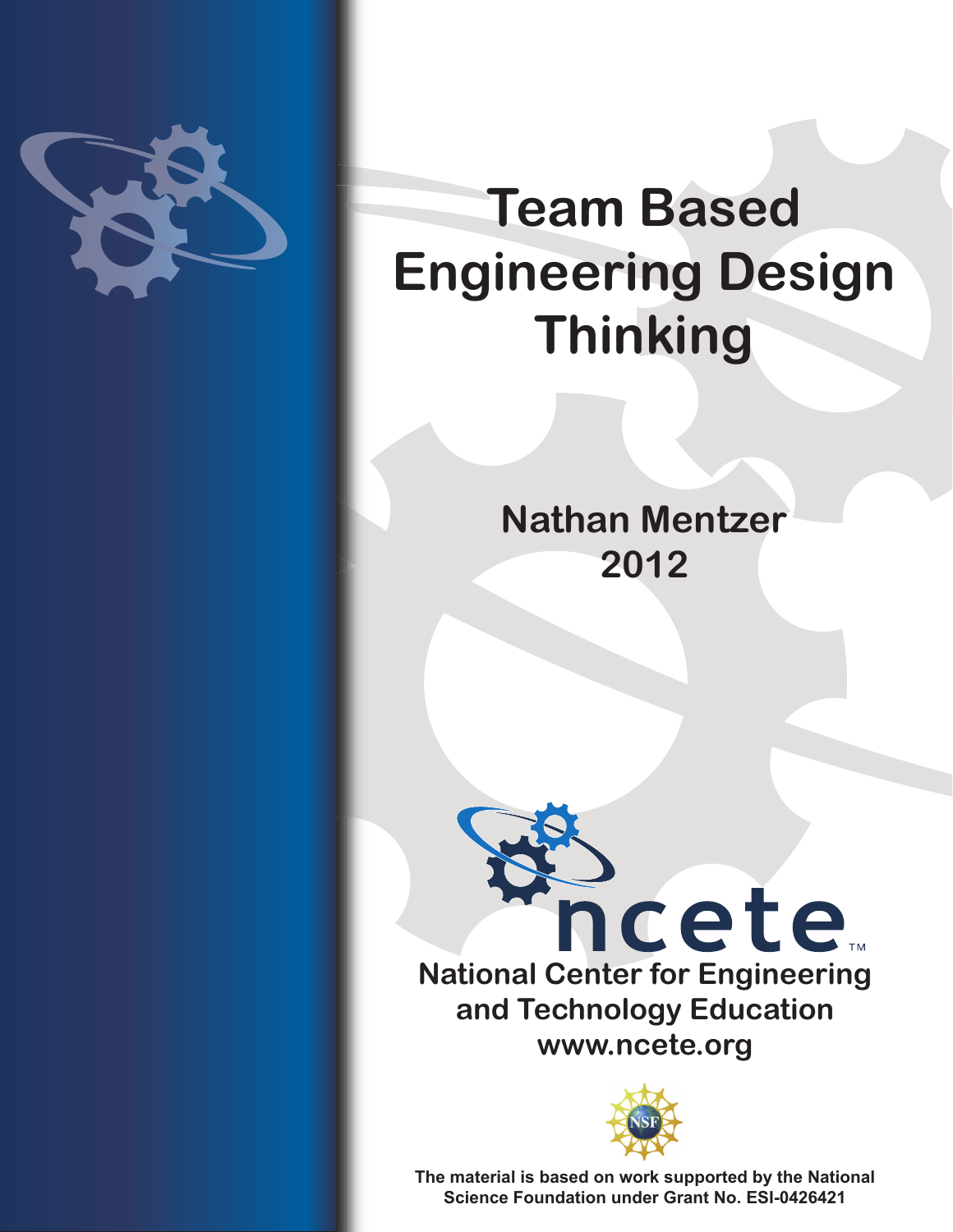# Team Based Engineering Design Thinking

**Nathan Mentzer**
**2012**

ncete™

**National Center for Engineering and Technology Education**
**www.ncete.org**

**The material is based on work supported by the National Science Foundation under Grant No. ESI-0426421**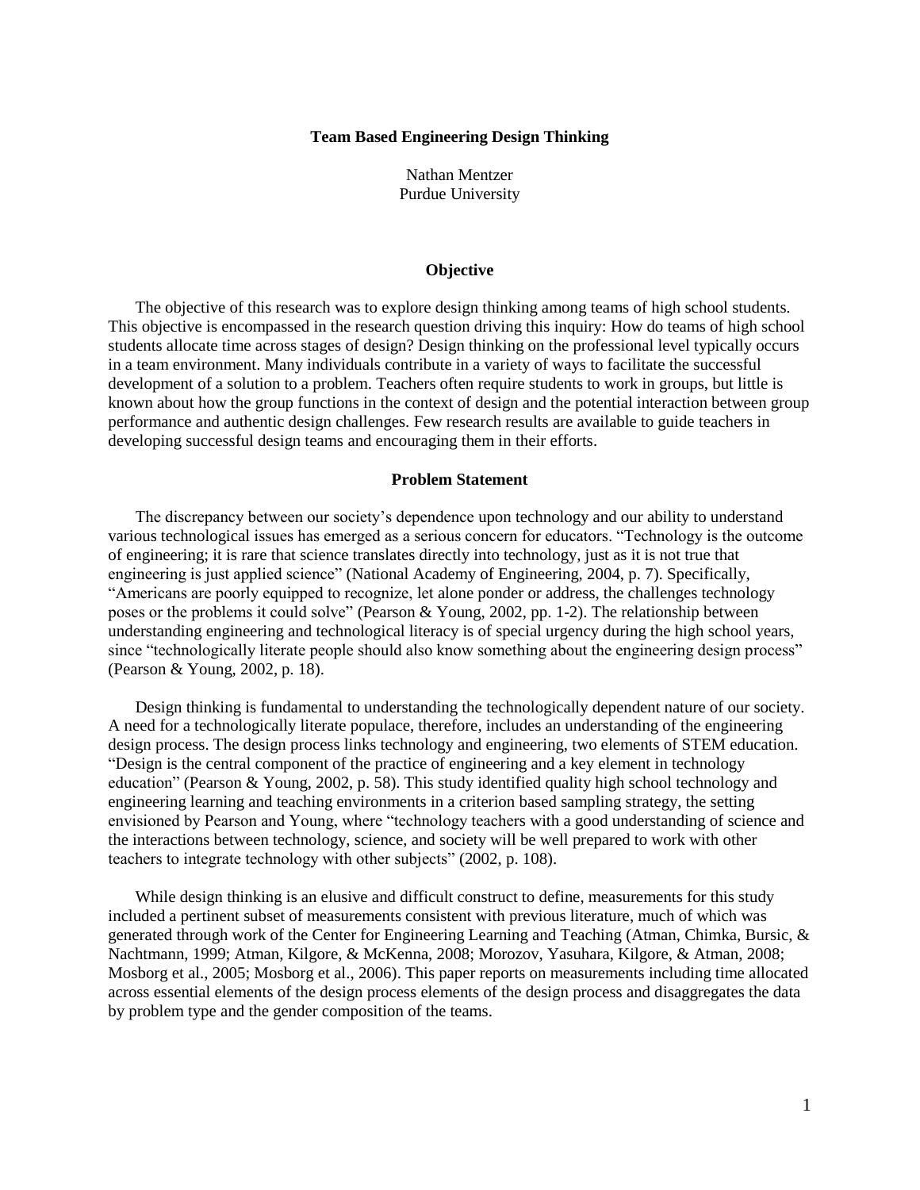# Team Based Engineering Design Thinking

Nathan Mentzer
Purdue University

## Objective

The objective of this research was to explore design thinking among teams of high school students. This objective is encompassed in the research question driving this inquiry: How do teams of high school students allocate time across stages of design? Design thinking on the professional level typically occurs in a team environment. Many individuals contribute in a variety of ways to facilitate the successful development of a solution to a problem. Teachers often require students to work in groups, but little is known about how the group functions in the context of design and the potential interaction between group performance and authentic design challenges. Few research results are available to guide teachers in developing successful design teams and encouraging them in their efforts.

## Problem Statement

The discrepancy between our society's dependence upon technology and our ability to understand various technological issues has emerged as a serious concern for educators. "Technology is the outcome of engineering; it is rare that science translates directly into technology, just as it is not true that engineering is just applied science" (National Academy of Engineering, 2004, p. 7). Specifically, "Americans are poorly equipped to recognize, let alone ponder or address, the challenges technology poses or the problems it could solve" (Pearson & Young, 2002, pp. 1-2). The relationship between understanding engineering and technological literacy is of special urgency during the high school years, since "technologically literate people should also know something about the engineering design process" (Pearson & Young, 2002, p. 18).

Design thinking is fundamental to understanding the technologically dependent nature of our society. A need for a technologically literate populace, therefore, includes an understanding of the engineering design process. The design process links technology and engineering, two elements of STEM education. "Design is the central component of the practice of engineering and a key element in technology education" (Pearson & Young, 2002, p. 58). This study identified quality high school technology and engineering learning and teaching environments in a criterion based sampling strategy, the setting envisioned by Pearson and Young, where "technology teachers with a good understanding of science and the interactions between technology, science, and society will be well prepared to work with other teachers to integrate technology with other subjects" (2002, p. 108).

While design thinking is an elusive and difficult construct to define, measurements for this study included a pertinent subset of measurements consistent with previous literature, much of which was generated through work of the Center for Engineering Learning and Teaching (Atman, Chimka, Bursic, & Nachtmann, 1999; Atman, Kilgore, & McKenna, 2008; Morozov, Yasuhara, Kilgore, & Atman, 2008; Mosborg et al., 2005; Mosborg et al., 2006). This paper reports on measurements including time allocated across essential elements of the design process elements of the design process and disaggregates the data by problem type and the gender composition of the teams.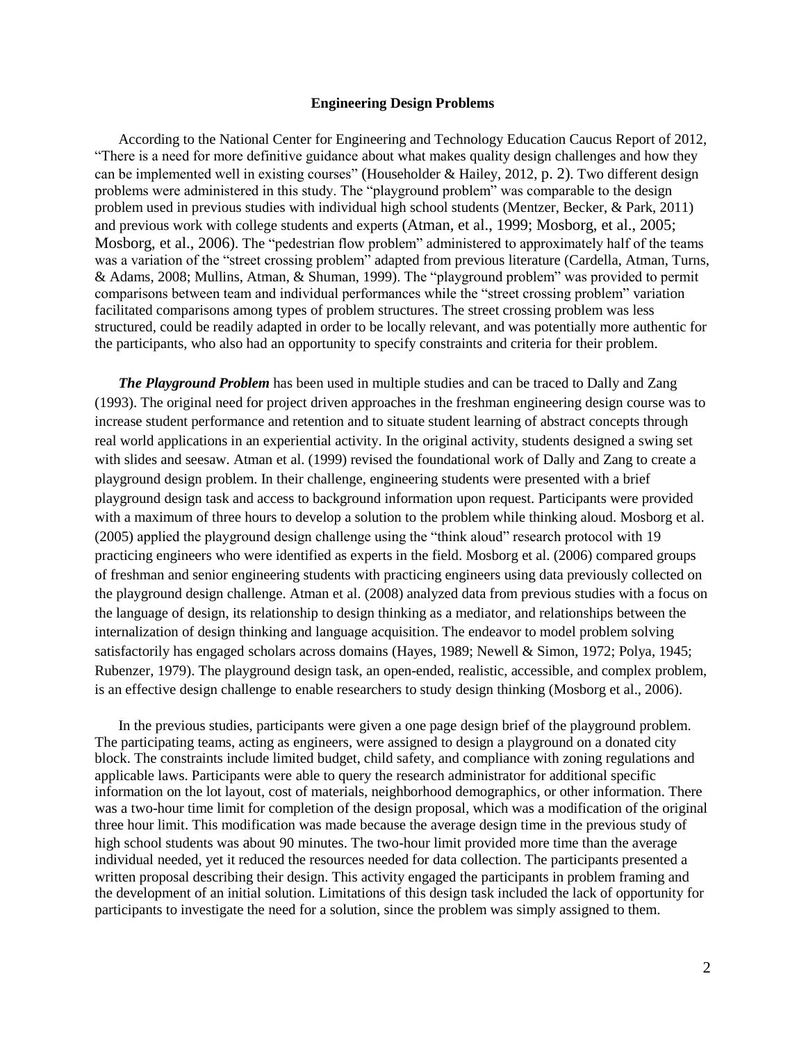## Engineering Design Problems

According to the National Center for Engineering and Technology Education Caucus Report of 2012, "There is a need for more definitive guidance about what makes quality design challenges and how they can be implemented well in existing courses" (Householder & Hailey, 2012, p. 2). Two different design problems were administered in this study. The "playground problem" was comparable to the design problem used in previous studies with individual high school students (Mentzer, Becker, & Park, 2011) and previous work with college students and experts (Atman, et al., 1999; Mosborg, et al., 2005; Mosborg, et al., 2006). The "pedestrian flow problem" administered to approximately half of the teams was a variation of the "street crossing problem" adapted from previous literature (Cardella, Atman, Turns, & Adams, 2008; Mullins, Atman, & Shuman, 1999). The "playground problem" was provided to permit comparisons between team and individual performances while the "street crossing problem" variation facilitated comparisons among types of problem structures. The street crossing problem was less structured, could be readily adapted in order to be locally relevant, and was potentially more authentic for the participants, who also had an opportunity to specify constraints and criteria for their problem.

***The Playground Problem*** has been used in multiple studies and can be traced to Dally and Zang (1993). The original need for project driven approaches in the freshman engineering design course was to increase student performance and retention and to situate student learning of abstract concepts through real world applications in an experiential activity. In the original activity, students designed a swing set with slides and seesaw. Atman et al. (1999) revised the foundational work of Dally and Zang to create a playground design problem. In their challenge, engineering students were presented with a brief playground design task and access to background information upon request. Participants were provided with a maximum of three hours to develop a solution to the problem while thinking aloud. Mosborg et al. (2005) applied the playground design challenge using the "think aloud" research protocol with 19 practicing engineers who were identified as experts in the field. Mosborg et al. (2006) compared groups of freshman and senior engineering students with practicing engineers using data previously collected on the playground design challenge. Atman et al. (2008) analyzed data from previous studies with a focus on the language of design, its relationship to design thinking as a mediator, and relationships between the internalization of design thinking and language acquisition. The endeavor to model problem solving satisfactorily has engaged scholars across domains (Hayes, 1989; Newell & Simon, 1972; Polya, 1945; Rubenzer, 1979). The playground design task, an open-ended, realistic, accessible, and complex problem, is an effective design challenge to enable researchers to study design thinking (Mosborg et al., 2006).

In the previous studies, participants were given a one page design brief of the playground problem. The participating teams, acting as engineers, were assigned to design a playground on a donated city block. The constraints include limited budget, child safety, and compliance with zoning regulations and applicable laws. Participants were able to query the research administrator for additional specific information on the lot layout, cost of materials, neighborhood demographics, or other information. There was a two-hour time limit for completion of the design proposal, which was a modification of the original three hour limit. This modification was made because the average design time in the previous study of high school students was about 90 minutes. The two-hour limit provided more time than the average individual needed, yet it reduced the resources needed for data collection. The participants presented a written proposal describing their design. This activity engaged the participants in problem framing and the development of an initial solution. Limitations of this design task included the lack of opportunity for participants to investigate the need for a solution, since the problem was simply assigned to them.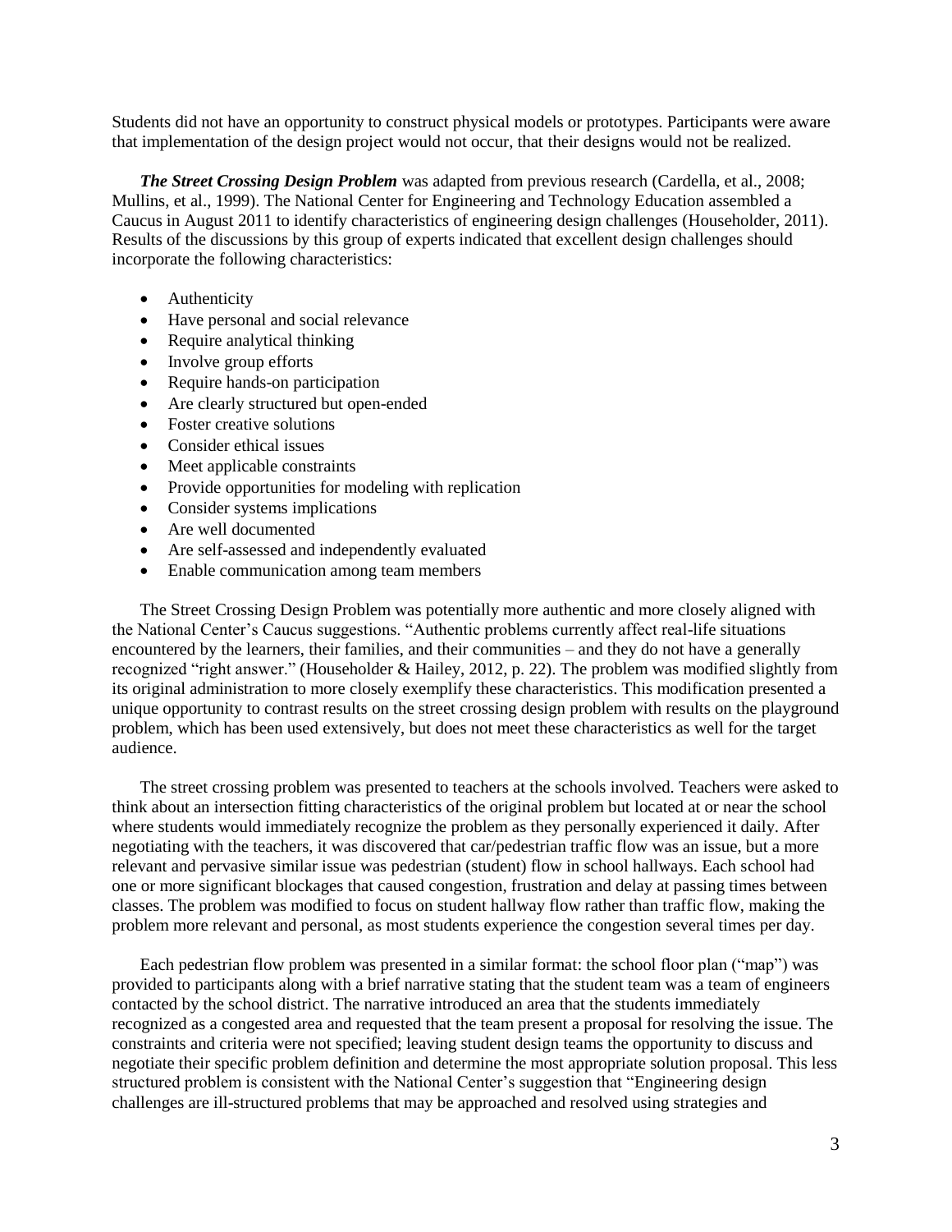Students did not have an opportunity to construct physical models or prototypes. Participants were aware that implementation of the design project would not occur, that their designs would not be realized.

***The Street Crossing Design Problem*** was adapted from previous research (Cardella, et al., 2008; Mullins, et al., 1999). The National Center for Engineering and Technology Education assembled a Caucus in August 2011 to identify characteristics of engineering design challenges (Householder, 2011). Results of the discussions by this group of experts indicated that excellent design challenges should incorporate the following characteristics:

- Authenticity
- Have personal and social relevance
- Require analytical thinking
- Involve group efforts
- Require hands-on participation
- Are clearly structured but open-ended
- Foster creative solutions
- Consider ethical issues
- Meet applicable constraints
- Provide opportunities for modeling with replication
- Consider systems implications
- Are well documented
- Are self-assessed and independently evaluated
- Enable communication among team members

The Street Crossing Design Problem was potentially more authentic and more closely aligned with the National Center's Caucus suggestions. "Authentic problems currently affect real-life situations encountered by the learners, their families, and their communities – and they do not have a generally recognized "right answer." (Householder & Hailey, 2012, p. 22). The problem was modified slightly from its original administration to more closely exemplify these characteristics. This modification presented a unique opportunity to contrast results on the street crossing design problem with results on the playground problem, which has been used extensively, but does not meet these characteristics as well for the target audience.

The street crossing problem was presented to teachers at the schools involved. Teachers were asked to think about an intersection fitting characteristics of the original problem but located at or near the school where students would immediately recognize the problem as they personally experienced it daily. After negotiating with the teachers, it was discovered that car/pedestrian traffic flow was an issue, but a more relevant and pervasive similar issue was pedestrian (student) flow in school hallways. Each school had one or more significant blockages that caused congestion, frustration and delay at passing times between classes. The problem was modified to focus on student hallway flow rather than traffic flow, making the problem more relevant and personal, as most students experience the congestion several times per day.

Each pedestrian flow problem was presented in a similar format: the school floor plan ("map") was provided to participants along with a brief narrative stating that the student team was a team of engineers contacted by the school district. The narrative introduced an area that the students immediately recognized as a congested area and requested that the team present a proposal for resolving the issue. The constraints and criteria were not specified; leaving student design teams the opportunity to discuss and negotiate their specific problem definition and determine the most appropriate solution proposal. This less structured problem is consistent with the National Center's suggestion that "Engineering design challenges are ill-structured problems that may be approached and resolved using strategies and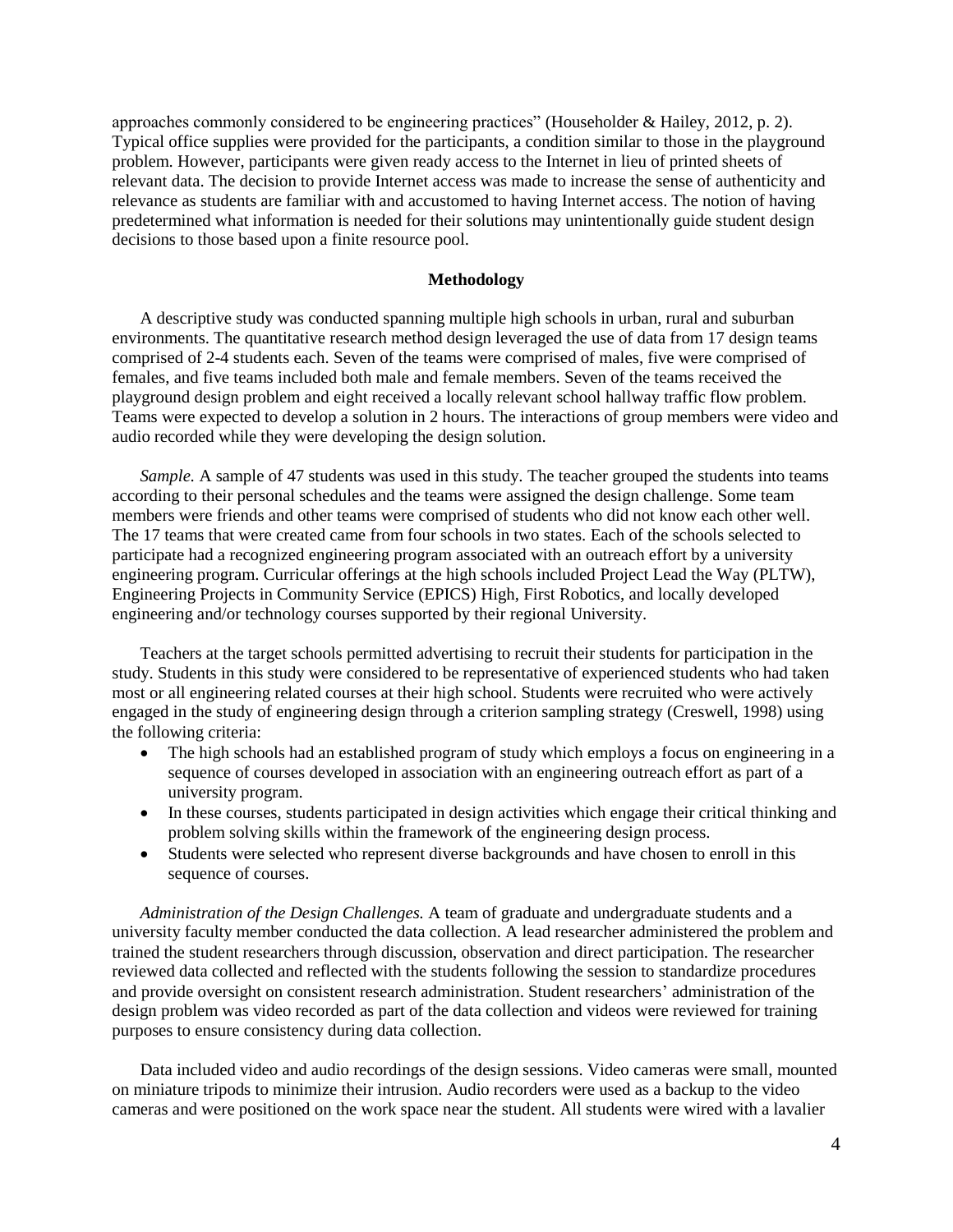approaches commonly considered to be engineering practices" (Householder & Hailey, 2012, p. 2). Typical office supplies were provided for the participants, a condition similar to those in the playground problem. However, participants were given ready access to the Internet in lieu of printed sheets of relevant data. The decision to provide Internet access was made to increase the sense of authenticity and relevance as students are familiar with and accustomed to having Internet access. The notion of having predetermined what information is needed for their solutions may unintentionally guide student design decisions to those based upon a finite resource pool.

## Methodology

A descriptive study was conducted spanning multiple high schools in urban, rural and suburban environments. The quantitative research method design leveraged the use of data from 17 design teams comprised of 2-4 students each. Seven of the teams were comprised of males, five were comprised of females, and five teams included both male and female members. Seven of the teams received the playground design problem and eight received a locally relevant school hallway traffic flow problem. Teams were expected to develop a solution in 2 hours. The interactions of group members were video and audio recorded while they were developing the design solution.

*Sample.* A sample of 47 students was used in this study. The teacher grouped the students into teams according to their personal schedules and the teams were assigned the design challenge. Some team members were friends and other teams were comprised of students who did not know each other well. The 17 teams that were created came from four schools in two states. Each of the schools selected to participate had a recognized engineering program associated with an outreach effort by a university engineering program. Curricular offerings at the high schools included Project Lead the Way (PLTW), Engineering Projects in Community Service (EPICS) High, First Robotics, and locally developed engineering and/or technology courses supported by their regional University.

Teachers at the target schools permitted advertising to recruit their students for participation in the study. Students in this study were considered to be representative of experienced students who had taken most or all engineering related courses at their high school. Students were recruited who were actively engaged in the study of engineering design through a criterion sampling strategy (Creswell, 1998) using the following criteria:

- The high schools had an established program of study which employs a focus on engineering in a sequence of courses developed in association with an engineering outreach effort as part of a university program.
- In these courses, students participated in design activities which engage their critical thinking and problem solving skills within the framework of the engineering design process.
- Students were selected who represent diverse backgrounds and have chosen to enroll in this sequence of courses.

*Administration of the Design Challenges.* A team of graduate and undergraduate students and a university faculty member conducted the data collection. A lead researcher administered the problem and trained the student researchers through discussion, observation and direct participation. The researcher reviewed data collected and reflected with the students following the session to standardize procedures and provide oversight on consistent research administration. Student researchers' administration of the design problem was video recorded as part of the data collection and videos were reviewed for training purposes to ensure consistency during data collection.

Data included video and audio recordings of the design sessions. Video cameras were small, mounted on miniature tripods to minimize their intrusion. Audio recorders were used as a backup to the video cameras and were positioned on the work space near the student. All students were wired with a lavalier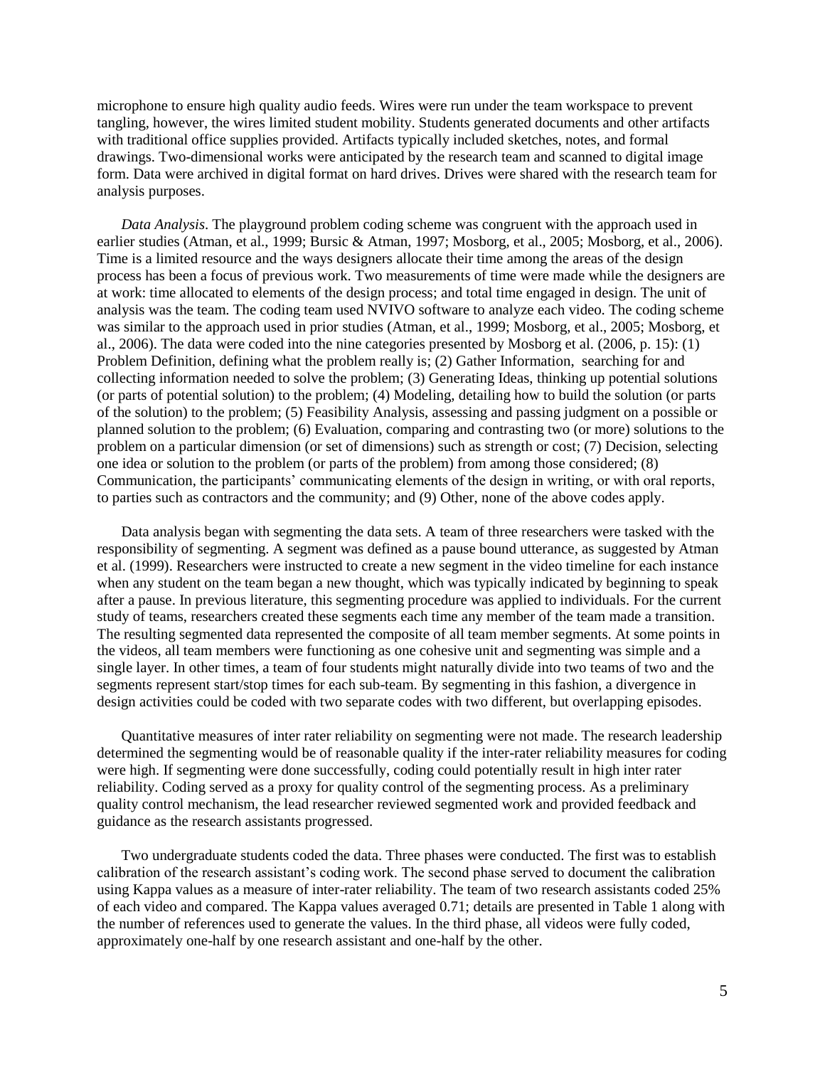microphone to ensure high quality audio feeds. Wires were run under the team workspace to prevent tangling, however, the wires limited student mobility. Students generated documents and other artifacts with traditional office supplies provided. Artifacts typically included sketches, notes, and formal drawings. Two-dimensional works were anticipated by the research team and scanned to digital image form. Data were archived in digital format on hard drives. Drives were shared with the research team for analysis purposes.

*Data Analysis*. The playground problem coding scheme was congruent with the approach used in earlier studies (Atman, et al., 1999; Bursic & Atman, 1997; Mosborg, et al., 2005; Mosborg, et al., 2006). Time is a limited resource and the ways designers allocate their time among the areas of the design process has been a focus of previous work. Two measurements of time were made while the designers are at work: time allocated to elements of the design process; and total time engaged in design. The unit of analysis was the team. The coding team used NVIVO software to analyze each video. The coding scheme was similar to the approach used in prior studies (Atman, et al., 1999; Mosborg, et al., 2005; Mosborg, et al., 2006). The data were coded into the nine categories presented by Mosborg et al. (2006, p. 15): (1) Problem Definition, defining what the problem really is; (2) Gather Information, searching for and collecting information needed to solve the problem; (3) Generating Ideas, thinking up potential solutions (or parts of potential solution) to the problem; (4) Modeling, detailing how to build the solution (or parts of the solution) to the problem; (5) Feasibility Analysis, assessing and passing judgment on a possible or planned solution to the problem; (6) Evaluation, comparing and contrasting two (or more) solutions to the problem on a particular dimension (or set of dimensions) such as strength or cost; (7) Decision, selecting one idea or solution to the problem (or parts of the problem) from among those considered; (8) Communication, the participants' communicating elements of the design in writing, or with oral reports, to parties such as contractors and the community; and (9) Other, none of the above codes apply.

Data analysis began with segmenting the data sets. A team of three researchers were tasked with the responsibility of segmenting. A segment was defined as a pause bound utterance, as suggested by Atman et al. (1999). Researchers were instructed to create a new segment in the video timeline for each instance when any student on the team began a new thought, which was typically indicated by beginning to speak after a pause. In previous literature, this segmenting procedure was applied to individuals. For the current study of teams, researchers created these segments each time any member of the team made a transition. The resulting segmented data represented the composite of all team member segments. At some points in the videos, all team members were functioning as one cohesive unit and segmenting was simple and a single layer. In other times, a team of four students might naturally divide into two teams of two and the segments represent start/stop times for each sub-team. By segmenting in this fashion, a divergence in design activities could be coded with two separate codes with two different, but overlapping episodes.

Quantitative measures of inter rater reliability on segmenting were not made. The research leadership determined the segmenting would be of reasonable quality if the inter-rater reliability measures for coding were high. If segmenting were done successfully, coding could potentially result in high inter rater reliability. Coding served as a proxy for quality control of the segmenting process. As a preliminary quality control mechanism, the lead researcher reviewed segmented work and provided feedback and guidance as the research assistants progressed.

Two undergraduate students coded the data. Three phases were conducted. The first was to establish calibration of the research assistant's coding work. The second phase served to document the calibration using Kappa values as a measure of inter-rater reliability. The team of two research assistants coded 25% of each video and compared. The Kappa values averaged 0.71; details are presented in Table 1 along with the number of references used to generate the values. In the third phase, all videos were fully coded, approximately one-half by one research assistant and one-half by the other.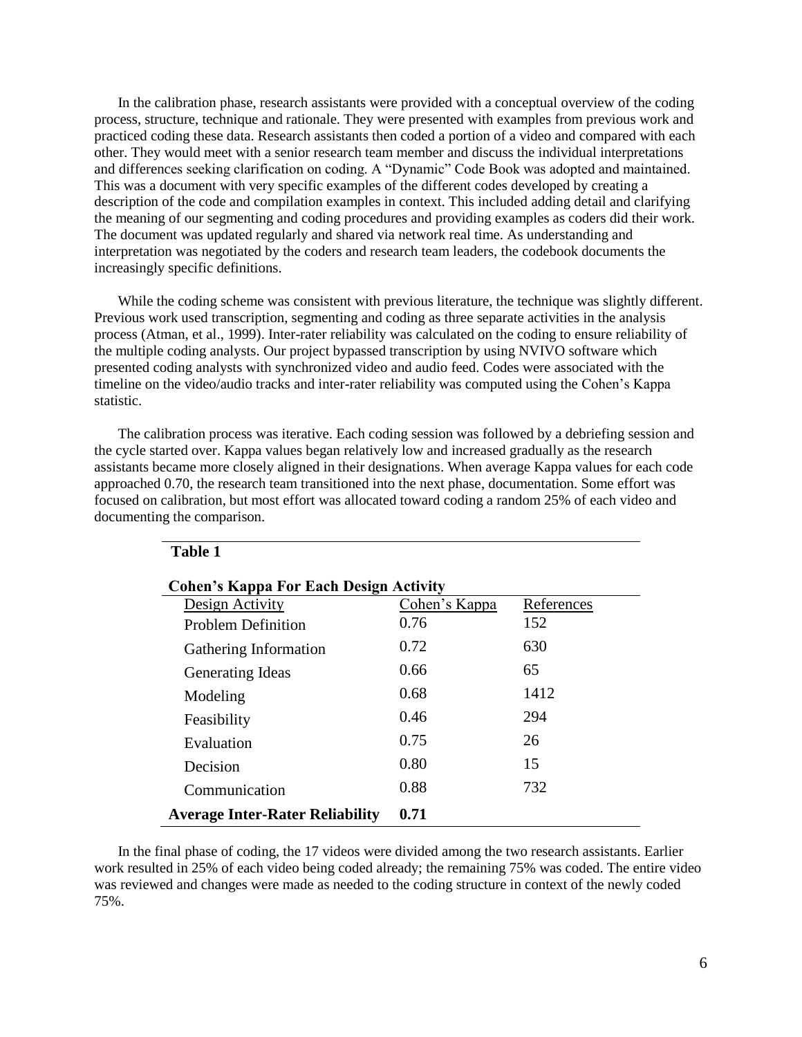In the calibration phase, research assistants were provided with a conceptual overview of the coding process, structure, technique and rationale. They were presented with examples from previous work and practiced coding these data. Research assistants then coded a portion of a video and compared with each other. They would meet with a senior research team member and discuss the individual interpretations and differences seeking clarification on coding. A "Dynamic" Code Book was adopted and maintained. This was a document with very specific examples of the different codes developed by creating a description of the code and compilation examples in context. This included adding detail and clarifying the meaning of our segmenting and coding procedures and providing examples as coders did their work. The document was updated regularly and shared via network real time. As understanding and interpretation was negotiated by the coders and research team leaders, the codebook documents the increasingly specific definitions.

While the coding scheme was consistent with previous literature, the technique was slightly different. Previous work used transcription, segmenting and coding as three separate activities in the analysis process (Atman, et al., 1999). Inter-rater reliability was calculated on the coding to ensure reliability of the multiple coding analysts. Our project bypassed transcription by using NVIVO software which presented coding analysts with synchronized video and audio feed. Codes were associated with the timeline on the video/audio tracks and inter-rater reliability was computed using the Cohen's Kappa statistic.

The calibration process was iterative. Each coding session was followed by a debriefing session and the cycle started over. Kappa values began relatively low and increased gradually as the research assistants became more closely aligned in their designations. When average Kappa values for each code approached 0.70, the research team transitioned into the next phase, documentation. Some effort was focused on calibration, but most effort was allocated toward coding a random 25% of each video and documenting the comparison.

**Table 1**

**Cohen's Kappa For Each Design Activity**

| Design Activity | Cohen's Kappa | References |
|---|---|---|
| Problem Definition | 0.76 | 152 |
| Gathering Information | 0.72 | 630 |
| Generating Ideas | 0.66 | 65 |
| Modeling | 0.68 | 1412 |
| Feasibility | 0.46 | 294 |
| Evaluation | 0.75 | 26 |
| Decision | 0.80 | 15 |
| Communication | 0.88 | 732 |
| **Average Inter-Rater Reliability** | **0.71** | |

In the final phase of coding, the 17 videos were divided among the two research assistants. Earlier work resulted in 25% of each video being coded already; the remaining 75% was coded. The entire video was reviewed and changes were made as needed to the coding structure in context of the newly coded 75%.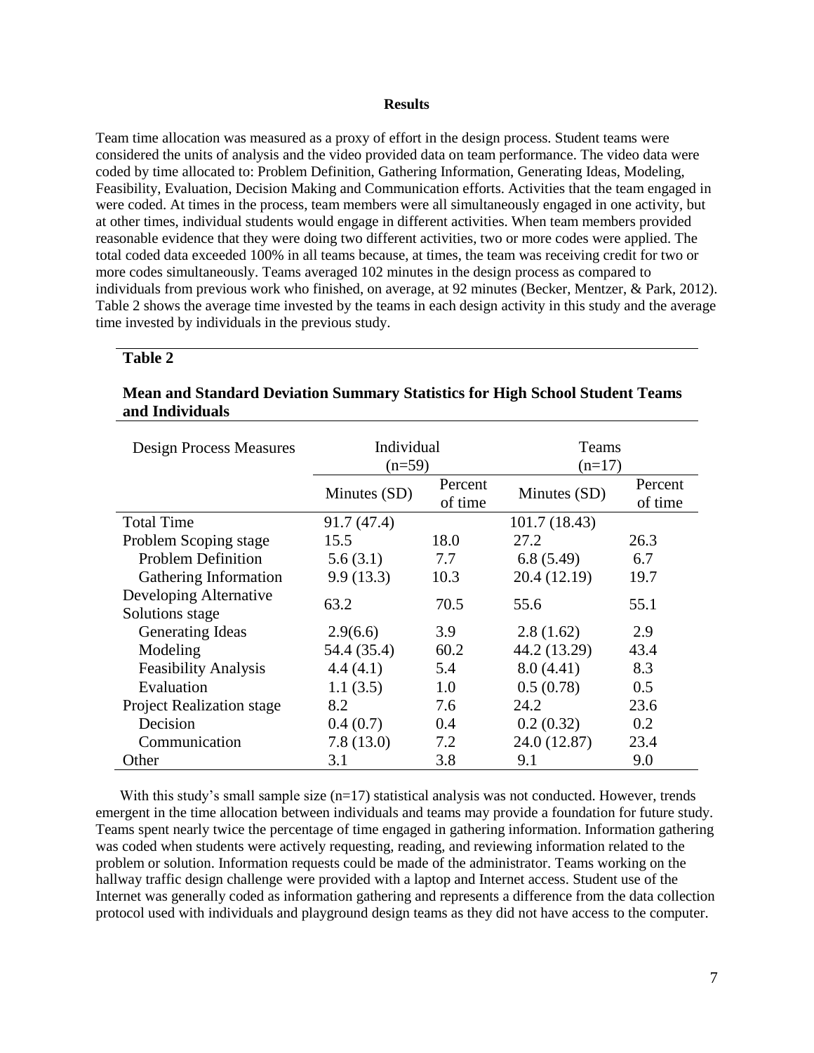## Results

Team time allocation was measured as a proxy of effort in the design process. Student teams were considered the units of analysis and the video provided data on team performance. The video data were coded by time allocated to: Problem Definition, Gathering Information, Generating Ideas, Modeling, Feasibility, Evaluation, Decision Making and Communication efforts. Activities that the team engaged in were coded. At times in the process, team members were all simultaneously engaged in one activity, but at other times, individual students would engage in different activities. When team members provided reasonable evidence that they were doing two different activities, two or more codes were applied. The total coded data exceeded 100% in all teams because, at times, the team was receiving credit for two or more codes simultaneously. Teams averaged 102 minutes in the design process as compared to individuals from previous work who finished, on average, at 92 minutes (Becker, Mentzer, & Park, 2012). Table 2 shows the average time invested by the teams in each design activity in this study and the average time invested by individuals in the previous study.

**Table 2**

**Mean and Standard Deviation Summary Statistics for High School Student Teams and Individuals**

| Design Process Measures | Individual (n=59) | | Teams (n=17) | |
|---|---|---|---|---|
| | Minutes (SD) | Percent of time | Minutes (SD) | Percent of time |
| Total Time | 91.7 (47.4) | | 101.7 (18.43) | |
| Problem Scoping stage | 15.5 | 18.0 | 27.2 | 26.3 |
| Problem Definition | 5.6 (3.1) | 7.7 | 6.8 (5.49) | 6.7 |
| Gathering Information | 9.9 (13.3) | 10.3 | 20.4 (12.19) | 19.7 |
| Developing Alternative Solutions stage | 63.2 | 70.5 | 55.6 | 55.1 |
| Generating Ideas | 2.9(6.6) | 3.9 | 2.8 (1.62) | 2.9 |
| Modeling | 54.4 (35.4) | 60.2 | 44.2 (13.29) | 43.4 |
| Feasibility Analysis | 4.4 (4.1) | 5.4 | 8.0 (4.41) | 8.3 |
| Evaluation | 1.1 (3.5) | 1.0 | 0.5 (0.78) | 0.5 |
| Project Realization stage | 8.2 | 7.6 | 24.2 | 23.6 |
| Decision | 0.4 (0.7) | 0.4 | 0.2 (0.32) | 0.2 |
| Communication | 7.8 (13.0) | 7.2 | 24.0 (12.87) | 23.4 |
| Other | 3.1 | 3.8 | 9.1 | 9.0 |

With this study's small sample size (n=17) statistical analysis was not conducted. However, trends emergent in the time allocation between individuals and teams may provide a foundation for future study. Teams spent nearly twice the percentage of time engaged in gathering information. Information gathering was coded when students were actively requesting, reading, and reviewing information related to the problem or solution. Information requests could be made of the administrator. Teams working on the hallway traffic design challenge were provided with a laptop and Internet access. Student use of the Internet was generally coded as information gathering and represents a difference from the data collection protocol used with individuals and playground design teams as they did not have access to the computer.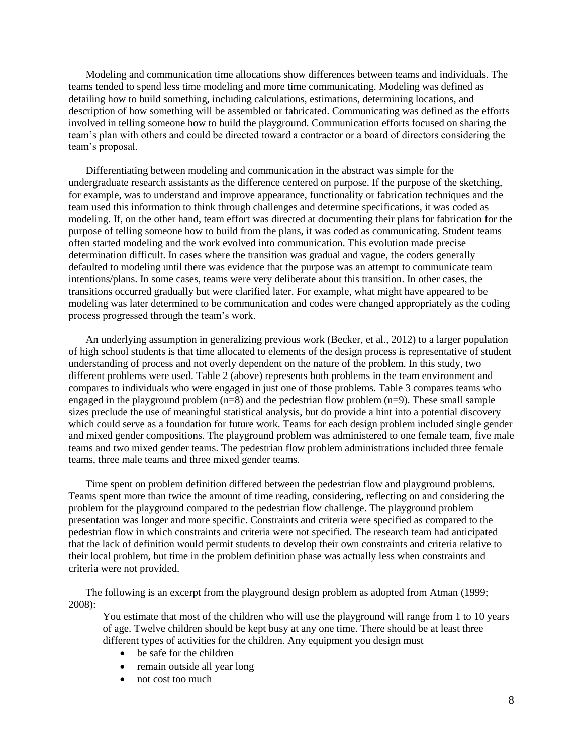Modeling and communication time allocations show differences between teams and individuals. The teams tended to spend less time modeling and more time communicating. Modeling was defined as detailing how to build something, including calculations, estimations, determining locations, and description of how something will be assembled or fabricated. Communicating was defined as the efforts involved in telling someone how to build the playground. Communication efforts focused on sharing the team's plan with others and could be directed toward a contractor or a board of directors considering the team's proposal.

Differentiating between modeling and communication in the abstract was simple for the undergraduate research assistants as the difference centered on purpose. If the purpose of the sketching, for example, was to understand and improve appearance, functionality or fabrication techniques and the team used this information to think through challenges and determine specifications, it was coded as modeling. If, on the other hand, team effort was directed at documenting their plans for fabrication for the purpose of telling someone how to build from the plans, it was coded as communicating. Student teams often started modeling and the work evolved into communication. This evolution made precise determination difficult. In cases where the transition was gradual and vague, the coders generally defaulted to modeling until there was evidence that the purpose was an attempt to communicate team intentions/plans. In some cases, teams were very deliberate about this transition. In other cases, the transitions occurred gradually but were clarified later. For example, what might have appeared to be modeling was later determined to be communication and codes were changed appropriately as the coding process progressed through the team's work.

An underlying assumption in generalizing previous work (Becker, et al., 2012) to a larger population of high school students is that time allocated to elements of the design process is representative of student understanding of process and not overly dependent on the nature of the problem. In this study, two different problems were used. Table 2 (above) represents both problems in the team environment and compares to individuals who were engaged in just one of those problems. Table 3 compares teams who engaged in the playground problem (n=8) and the pedestrian flow problem (n=9). These small sample sizes preclude the use of meaningful statistical analysis, but do provide a hint into a potential discovery which could serve as a foundation for future work. Teams for each design problem included single gender and mixed gender compositions. The playground problem was administered to one female team, five male teams and two mixed gender teams. The pedestrian flow problem administrations included three female teams, three male teams and three mixed gender teams.

Time spent on problem definition differed between the pedestrian flow and playground problems. Teams spent more than twice the amount of time reading, considering, reflecting on and considering the problem for the playground compared to the pedestrian flow challenge. The playground problem presentation was longer and more specific. Constraints and criteria were specified as compared to the pedestrian flow in which constraints and criteria were not specified. The research team had anticipated that the lack of definition would permit students to develop their own constraints and criteria relative to their local problem, but time in the problem definition phase was actually less when constraints and criteria were not provided.

The following is an excerpt from the playground design problem as adopted from Atman (1999; 2008):

> You estimate that most of the children who will use the playground will range from 1 to 10 years of age. Twelve children should be kept busy at any one time. There should be at least three different types of activities for the children. Any equipment you design must
>
> - be safe for the children
> - remain outside all year long
> - not cost too much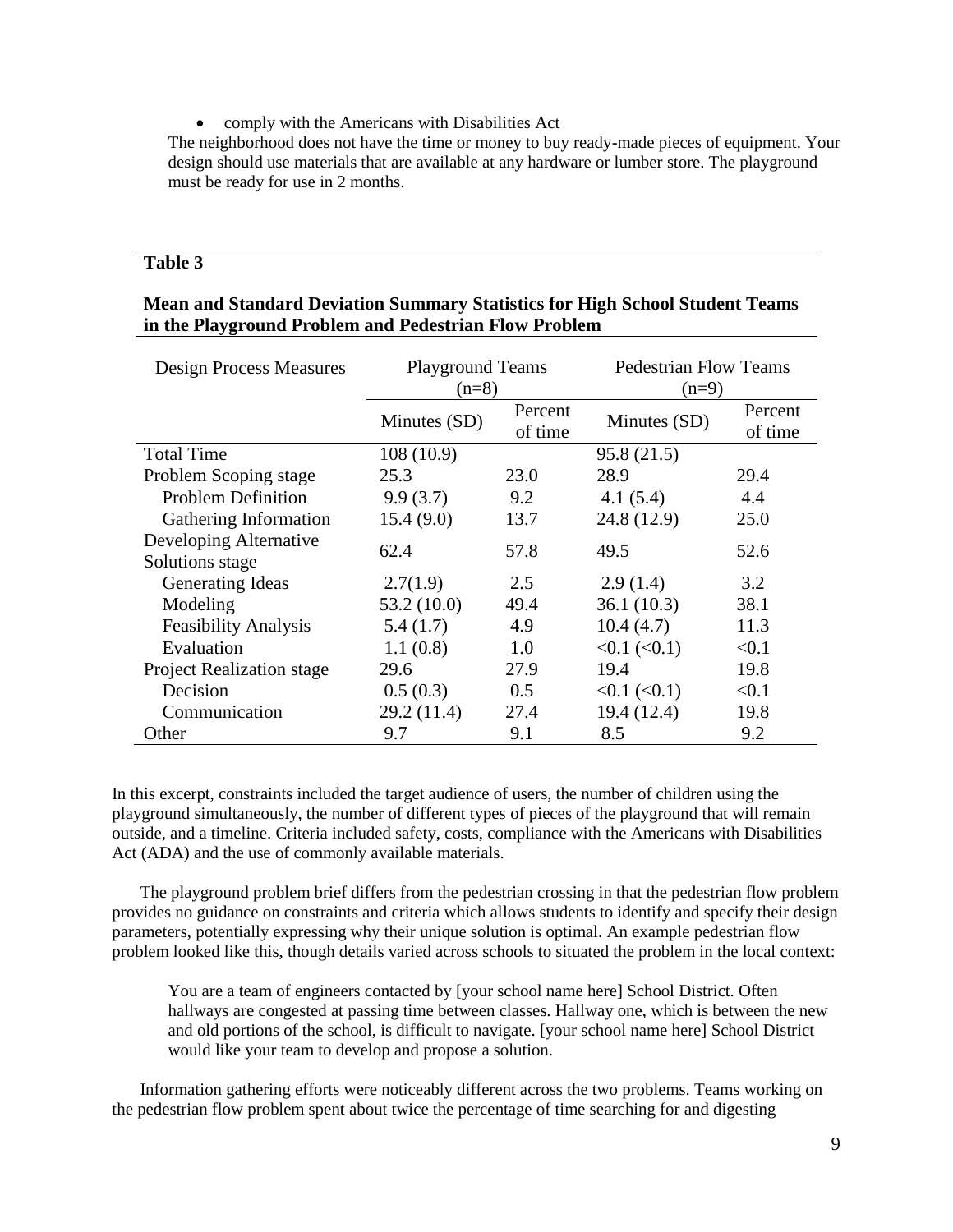- comply with the Americans with Disabilities Act

The neighborhood does not have the time or money to buy ready-made pieces of equipment. Your design should use materials that are available at any hardware or lumber store. The playground must be ready for use in 2 months.

**Table 3**

**Mean and Standard Deviation Summary Statistics for High School Student Teams in the Playground Problem and Pedestrian Flow Problem**

| Design Process Measures | Playground Teams (n=8) | | Pedestrian Flow Teams (n=9) | |
|---|---|---|---|---|
| | Minutes (SD) | Percent of time | Minutes (SD) | Percent of time |
| Total Time | 108 (10.9) | | 95.8 (21.5) | |
| Problem Scoping stage | 25.3 | 23.0 | 28.9 | 29.4 |
| Problem Definition | 9.9 (3.7) | 9.2 | 4.1 (5.4) | 4.4 |
| Gathering Information | 15.4 (9.0) | 13.7 | 24.8 (12.9) | 25.0 |
| Developing Alternative Solutions stage | 62.4 | 57.8 | 49.5 | 52.6 |
| Generating Ideas | 2.7(1.9) | 2.5 | 2.9 (1.4) | 3.2 |
| Modeling | 53.2 (10.0) | 49.4 | 36.1 (10.3) | 38.1 |
| Feasibility Analysis | 5.4 (1.7) | 4.9 | 10.4 (4.7) | 11.3 |
| Evaluation | 1.1 (0.8) | 1.0 | <0.1 (<0.1) | <0.1 |
| Project Realization stage | 29.6 | 27.9 | 19.4 | 19.8 |
| Decision | 0.5 (0.3) | 0.5 | <0.1 (<0.1) | <0.1 |
| Communication | 29.2 (11.4) | 27.4 | 19.4 (12.4) | 19.8 |
| Other | 9.7 | 9.1 | 8.5 | 9.2 |

In this excerpt, constraints included the target audience of users, the number of children using the playground simultaneously, the number of different types of pieces of the playground that will remain outside, and a timeline. Criteria included safety, costs, compliance with the Americans with Disabilities Act (ADA) and the use of commonly available materials.

The playground problem brief differs from the pedestrian crossing in that the pedestrian flow problem provides no guidance on constraints and criteria which allows students to identify and specify their design parameters, potentially expressing why their unique solution is optimal. An example pedestrian flow problem looked like this, though details varied across schools to situated the problem in the local context:

> You are a team of engineers contacted by [your school name here] School District. Often hallways are congested at passing time between classes. Hallway one, which is between the new and old portions of the school, is difficult to navigate. [your school name here] School District would like your team to develop and propose a solution.

Information gathering efforts were noticeably different across the two problems. Teams working on the pedestrian flow problem spent about twice the percentage of time searching for and digesting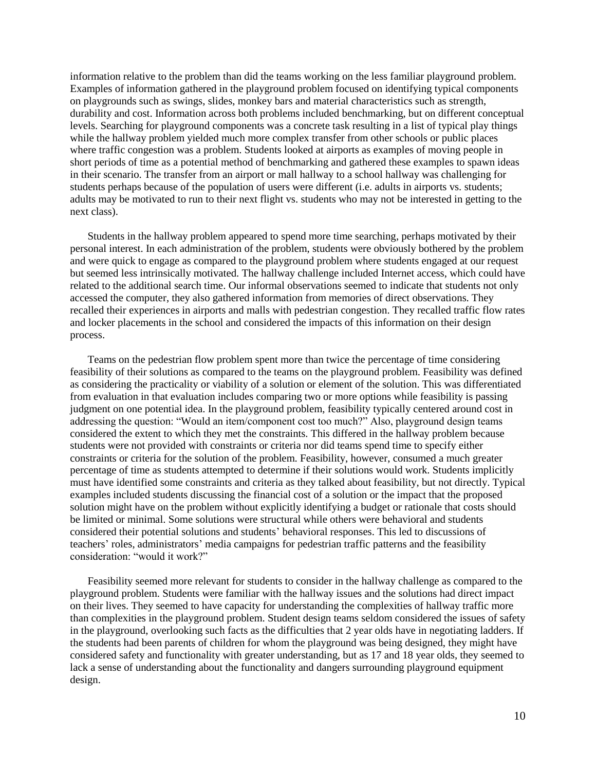information relative to the problem than did the teams working on the less familiar playground problem. Examples of information gathered in the playground problem focused on identifying typical components on playgrounds such as swings, slides, monkey bars and material characteristics such as strength, durability and cost. Information across both problems included benchmarking, but on different conceptual levels. Searching for playground components was a concrete task resulting in a list of typical play things while the hallway problem yielded much more complex transfer from other schools or public places where traffic congestion was a problem. Students looked at airports as examples of moving people in short periods of time as a potential method of benchmarking and gathered these examples to spawn ideas in their scenario. The transfer from an airport or mall hallway to a school hallway was challenging for students perhaps because of the population of users were different (i.e. adults in airports vs. students; adults may be motivated to run to their next flight vs. students who may not be interested in getting to the next class).

Students in the hallway problem appeared to spend more time searching, perhaps motivated by their personal interest. In each administration of the problem, students were obviously bothered by the problem and were quick to engage as compared to the playground problem where students engaged at our request but seemed less intrinsically motivated. The hallway challenge included Internet access, which could have related to the additional search time. Our informal observations seemed to indicate that students not only accessed the computer, they also gathered information from memories of direct observations. They recalled their experiences in airports and malls with pedestrian congestion. They recalled traffic flow rates and locker placements in the school and considered the impacts of this information on their design process.

Teams on the pedestrian flow problem spent more than twice the percentage of time considering feasibility of their solutions as compared to the teams on the playground problem. Feasibility was defined as considering the practicality or viability of a solution or element of the solution. This was differentiated from evaluation in that evaluation includes comparing two or more options while feasibility is passing judgment on one potential idea. In the playground problem, feasibility typically centered around cost in addressing the question: "Would an item/component cost too much?" Also, playground design teams considered the extent to which they met the constraints. This differed in the hallway problem because students were not provided with constraints or criteria nor did teams spend time to specify either constraints or criteria for the solution of the problem. Feasibility, however, consumed a much greater percentage of time as students attempted to determine if their solutions would work. Students implicitly must have identified some constraints and criteria as they talked about feasibility, but not directly. Typical examples included students discussing the financial cost of a solution or the impact that the proposed solution might have on the problem without explicitly identifying a budget or rationale that costs should be limited or minimal. Some solutions were structural while others were behavioral and students considered their potential solutions and students' behavioral responses. This led to discussions of teachers' roles, administrators' media campaigns for pedestrian traffic patterns and the feasibility consideration: "would it work?"

Feasibility seemed more relevant for students to consider in the hallway challenge as compared to the playground problem. Students were familiar with the hallway issues and the solutions had direct impact on their lives. They seemed to have capacity for understanding the complexities of hallway traffic more than complexities in the playground problem. Student design teams seldom considered the issues of safety in the playground, overlooking such facts as the difficulties that 2 year olds have in negotiating ladders. If the students had been parents of children for whom the playground was being designed, they might have considered safety and functionality with greater understanding, but as 17 and 18 year olds, they seemed to lack a sense of understanding about the functionality and dangers surrounding playground equipment design.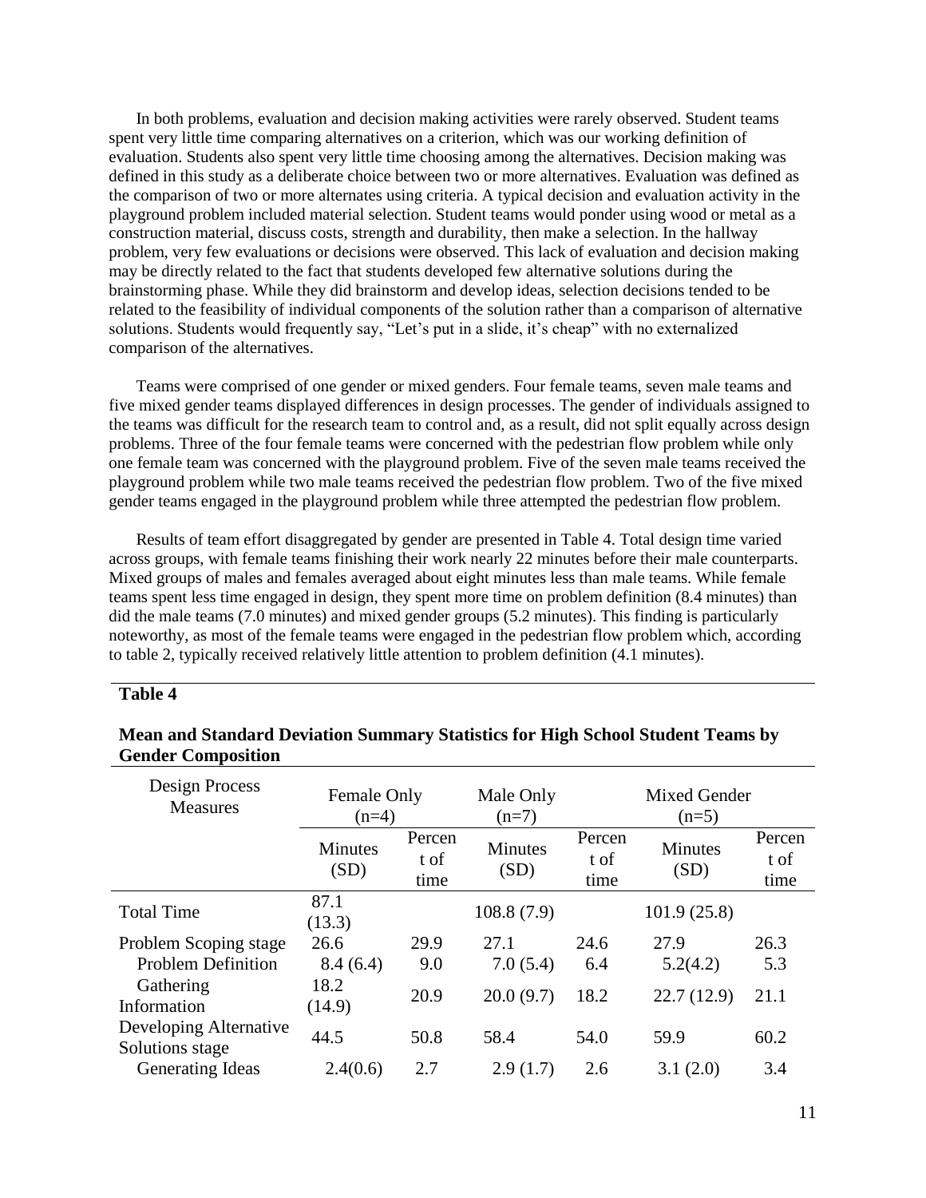In both problems, evaluation and decision making activities were rarely observed. Student teams spent very little time comparing alternatives on a criterion, which was our working definition of evaluation. Students also spent very little time choosing among the alternatives. Decision making was defined in this study as a deliberate choice between two or more alternatives. Evaluation was defined as the comparison of two or more alternates using criteria. A typical decision and evaluation activity in the playground problem included material selection. Student teams would ponder using wood or metal as a construction material, discuss costs, strength and durability, then make a selection. In the hallway problem, very few evaluations or decisions were observed. This lack of evaluation and decision making may be directly related to the fact that students developed few alternative solutions during the brainstorming phase. While they did brainstorm and develop ideas, selection decisions tended to be related to the feasibility of individual components of the solution rather than a comparison of alternative solutions. Students would frequently say, "Let's put in a slide, it's cheap" with no externalized comparison of the alternatives.

Teams were comprised of one gender or mixed genders. Four female teams, seven male teams and five mixed gender teams displayed differences in design processes. The gender of individuals assigned to the teams was difficult for the research team to control and, as a result, did not split equally across design problems. Three of the four female teams were concerned with the pedestrian flow problem while only one female team was concerned with the playground problem. Five of the seven male teams received the playground problem while two male teams received the pedestrian flow problem. Two of the five mixed gender teams engaged in the playground problem while three attempted the pedestrian flow problem.

Results of team effort disaggregated by gender are presented in Table 4. Total design time varied across groups, with female teams finishing their work nearly 22 minutes before their male counterparts. Mixed groups of males and females averaged about eight minutes less than male teams. While female teams spent less time engaged in design, they spent more time on problem definition (8.4 minutes) than did the male teams (7.0 minutes) and mixed gender groups (5.2 minutes). This finding is particularly noteworthy, as most of the female teams were engaged in the pedestrian flow problem which, according to table 2, typically received relatively little attention to problem definition (4.1 minutes).

**Table 4**

**Mean and Standard Deviation Summary Statistics for High School Student Teams by Gender Composition**

| Design Process Measures | Female Only (n=4) | | Male Only (n=7) | | Mixed Gender (n=5) | |
|---|---|---|---|---|---|---|
| | Minutes (SD) | Percent of time | Minutes (SD) | Percent of time | Minutes (SD) | Percent of time |
| Total Time | 87.1 (13.3) | | 108.8 (7.9) | | 101.9 (25.8) | |
| Problem Scoping stage | 26.6 | 29.9 | 27.1 | 24.6 | 27.9 | 26.3 |
| Problem Definition | 8.4 (6.4) | 9.0 | 7.0 (5.4) | 6.4 | 5.2(4.2) | 5.3 |
| Gathering Information | 18.2 (14.9) | 20.9 | 20.0 (9.7) | 18.2 | 22.7 (12.9) | 21.1 |
| Developing Alternative Solutions stage | 44.5 | 50.8 | 58.4 | 54.0 | 59.9 | 60.2 |
| Generating Ideas | 2.4(0.6) | 2.7 | 2.9 (1.7) | 2.6 | 3.1 (2.0) | 3.4 |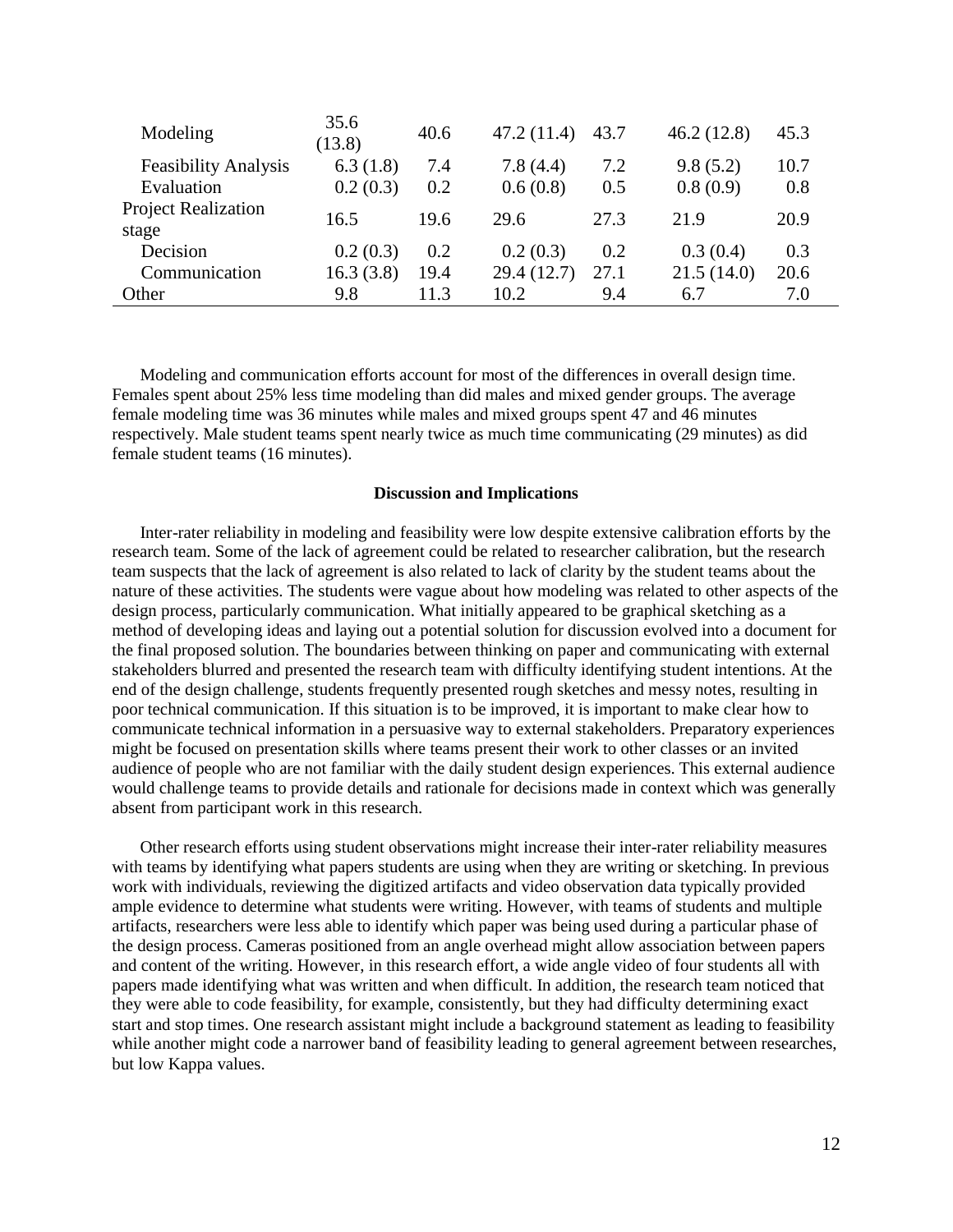| | | | | | | |
|---|---|---|---|---|---|---|
| Modeling | 35.6 (13.8) | 40.6 | 47.2 (11.4) | 43.7 | 46.2 (12.8) | 45.3 |
| Feasibility Analysis | 6.3 (1.8) | 7.4 | 7.8 (4.4) | 7.2 | 9.8 (5.2) | 10.7 |
| Evaluation | 0.2 (0.3) | 0.2 | 0.6 (0.8) | 0.5 | 0.8 (0.9) | 0.8 |
| Project Realization stage | 16.5 | 19.6 | 29.6 | 27.3 | 21.9 | 20.9 |
| Decision | 0.2 (0.3) | 0.2 | 0.2 (0.3) | 0.2 | 0.3 (0.4) | 0.3 |
| Communication | 16.3 (3.8) | 19.4 | 29.4 (12.7) | 27.1 | 21.5 (14.0) | 20.6 |
| Other | 9.8 | 11.3 | 10.2 | 9.4 | 6.7 | 7.0 |

Modeling and communication efforts account for most of the differences in overall design time. Females spent about 25% less time modeling than did males and mixed gender groups. The average female modeling time was 36 minutes while males and mixed groups spent 47 and 46 minutes respectively. Male student teams spent nearly twice as much time communicating (29 minutes) as did female student teams (16 minutes).

## Discussion and Implications

Inter-rater reliability in modeling and feasibility were low despite extensive calibration efforts by the research team. Some of the lack of agreement could be related to researcher calibration, but the research team suspects that the lack of agreement is also related to lack of clarity by the student teams about the nature of these activities. The students were vague about how modeling was related to other aspects of the design process, particularly communication. What initially appeared to be graphical sketching as a method of developing ideas and laying out a potential solution for discussion evolved into a document for the final proposed solution. The boundaries between thinking on paper and communicating with external stakeholders blurred and presented the research team with difficulty identifying student intentions. At the end of the design challenge, students frequently presented rough sketches and messy notes, resulting in poor technical communication. If this situation is to be improved, it is important to make clear how to communicate technical information in a persuasive way to external stakeholders. Preparatory experiences might be focused on presentation skills where teams present their work to other classes or an invited audience of people who are not familiar with the daily student design experiences. This external audience would challenge teams to provide details and rationale for decisions made in context which was generally absent from participant work in this research.

Other research efforts using student observations might increase their inter-rater reliability measures with teams by identifying what papers students are using when they are writing or sketching. In previous work with individuals, reviewing the digitized artifacts and video observation data typically provided ample evidence to determine what students were writing. However, with teams of students and multiple artifacts, researchers were less able to identify which paper was being used during a particular phase of the design process. Cameras positioned from an angle overhead might allow association between papers and content of the writing. However, in this research effort, a wide angle video of four students all with papers made identifying what was written and when difficult. In addition, the research team noticed that they were able to code feasibility, for example, consistently, but they had difficulty determining exact start and stop times. One research assistant might include a background statement as leading to feasibility while another might code a narrower band of feasibility leading to general agreement between researches, but low Kappa values.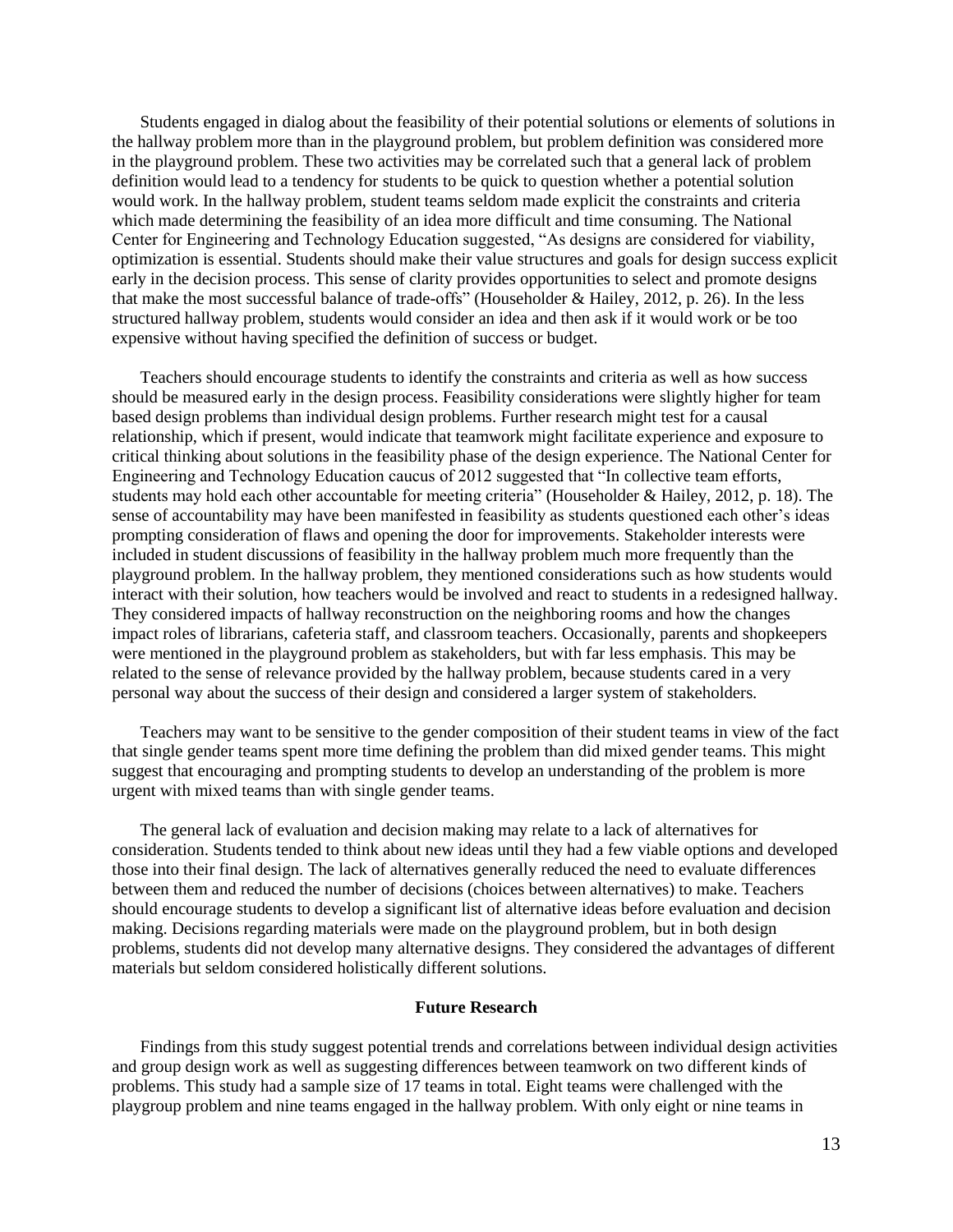Students engaged in dialog about the feasibility of their potential solutions or elements of solutions in the hallway problem more than in the playground problem, but problem definition was considered more in the playground problem. These two activities may be correlated such that a general lack of problem definition would lead to a tendency for students to be quick to question whether a potential solution would work. In the hallway problem, student teams seldom made explicit the constraints and criteria which made determining the feasibility of an idea more difficult and time consuming. The National Center for Engineering and Technology Education suggested, "As designs are considered for viability, optimization is essential. Students should make their value structures and goals for design success explicit early in the decision process. This sense of clarity provides opportunities to select and promote designs that make the most successful balance of trade-offs" (Householder & Hailey, 2012, p. 26). In the less structured hallway problem, students would consider an idea and then ask if it would work or be too expensive without having specified the definition of success or budget.

Teachers should encourage students to identify the constraints and criteria as well as how success should be measured early in the design process. Feasibility considerations were slightly higher for team based design problems than individual design problems. Further research might test for a causal relationship, which if present, would indicate that teamwork might facilitate experience and exposure to critical thinking about solutions in the feasibility phase of the design experience. The National Center for Engineering and Technology Education caucus of 2012 suggested that "In collective team efforts, students may hold each other accountable for meeting criteria" (Householder & Hailey, 2012, p. 18). The sense of accountability may have been manifested in feasibility as students questioned each other's ideas prompting consideration of flaws and opening the door for improvements. Stakeholder interests were included in student discussions of feasibility in the hallway problem much more frequently than the playground problem. In the hallway problem, they mentioned considerations such as how students would interact with their solution, how teachers would be involved and react to students in a redesigned hallway. They considered impacts of hallway reconstruction on the neighboring rooms and how the changes impact roles of librarians, cafeteria staff, and classroom teachers. Occasionally, parents and shopkeepers were mentioned in the playground problem as stakeholders, but with far less emphasis. This may be related to the sense of relevance provided by the hallway problem, because students cared in a very personal way about the success of their design and considered a larger system of stakeholders.

Teachers may want to be sensitive to the gender composition of their student teams in view of the fact that single gender teams spent more time defining the problem than did mixed gender teams. This might suggest that encouraging and prompting students to develop an understanding of the problem is more urgent with mixed teams than with single gender teams.

The general lack of evaluation and decision making may relate to a lack of alternatives for consideration. Students tended to think about new ideas until they had a few viable options and developed those into their final design. The lack of alternatives generally reduced the need to evaluate differences between them and reduced the number of decisions (choices between alternatives) to make. Teachers should encourage students to develop a significant list of alternative ideas before evaluation and decision making. Decisions regarding materials were made on the playground problem, but in both design problems, students did not develop many alternative designs. They considered the advantages of different materials but seldom considered holistically different solutions.

## Future Research

Findings from this study suggest potential trends and correlations between individual design activities and group design work as well as suggesting differences between teamwork on two different kinds of problems. This study had a sample size of 17 teams in total. Eight teams were challenged with the playgroup problem and nine teams engaged in the hallway problem. With only eight or nine teams in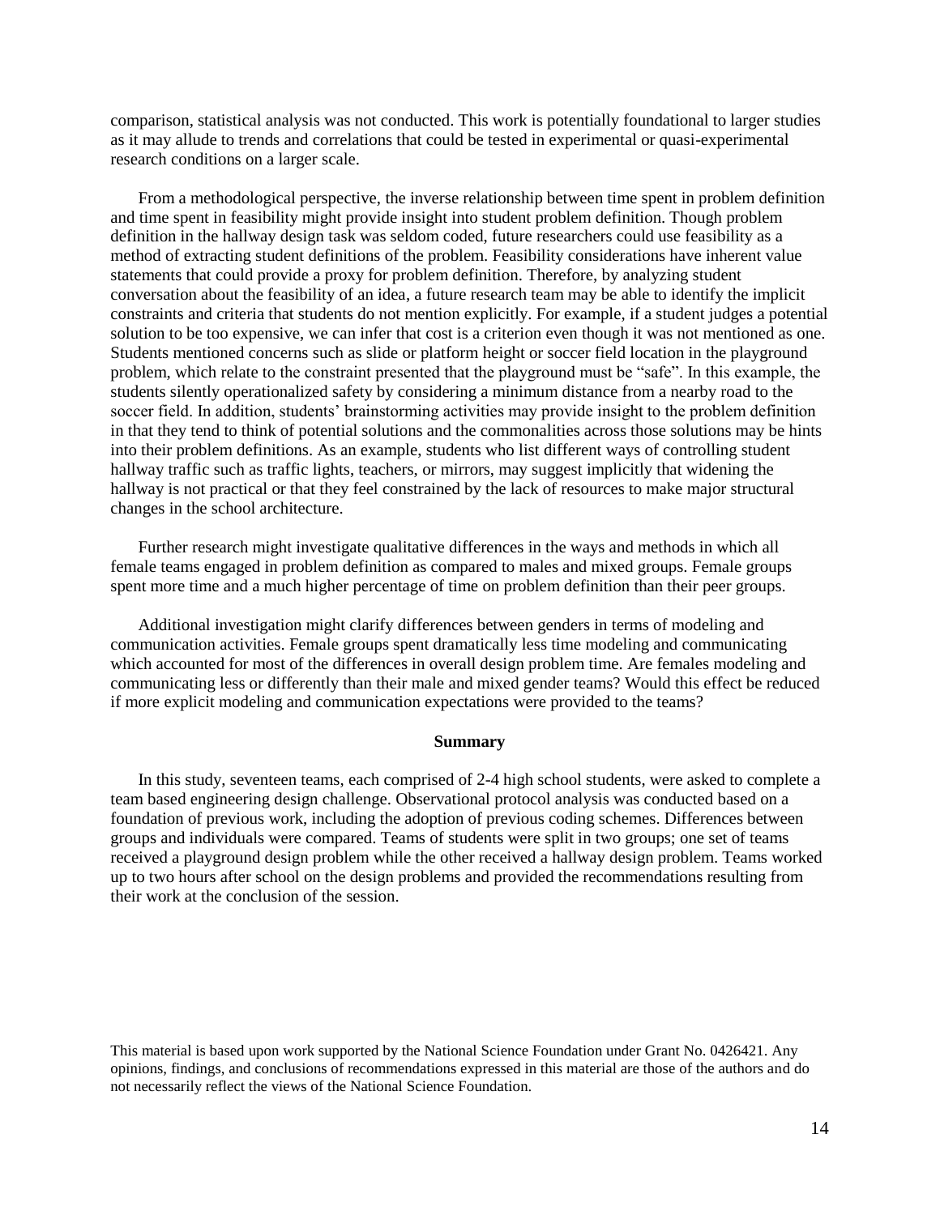comparison, statistical analysis was not conducted. This work is potentially foundational to larger studies as it may allude to trends and correlations that could be tested in experimental or quasi-experimental research conditions on a larger scale.

From a methodological perspective, the inverse relationship between time spent in problem definition and time spent in feasibility might provide insight into student problem definition. Though problem definition in the hallway design task was seldom coded, future researchers could use feasibility as a method of extracting student definitions of the problem. Feasibility considerations have inherent value statements that could provide a proxy for problem definition. Therefore, by analyzing student conversation about the feasibility of an idea, a future research team may be able to identify the implicit constraints and criteria that students do not mention explicitly. For example, if a student judges a potential solution to be too expensive, we can infer that cost is a criterion even though it was not mentioned as one. Students mentioned concerns such as slide or platform height or soccer field location in the playground problem, which relate to the constraint presented that the playground must be "safe". In this example, the students silently operationalized safety by considering a minimum distance from a nearby road to the soccer field. In addition, students' brainstorming activities may provide insight to the problem definition in that they tend to think of potential solutions and the commonalities across those solutions may be hints into their problem definitions. As an example, students who list different ways of controlling student hallway traffic such as traffic lights, teachers, or mirrors, may suggest implicitly that widening the hallway is not practical or that they feel constrained by the lack of resources to make major structural changes in the school architecture.

Further research might investigate qualitative differences in the ways and methods in which all female teams engaged in problem definition as compared to males and mixed groups. Female groups spent more time and a much higher percentage of time on problem definition than their peer groups.

Additional investigation might clarify differences between genders in terms of modeling and communication activities. Female groups spent dramatically less time modeling and communicating which accounted for most of the differences in overall design problem time. Are females modeling and communicating less or differently than their male and mixed gender teams? Would this effect be reduced if more explicit modeling and communication expectations were provided to the teams?

## Summary

In this study, seventeen teams, each comprised of 2-4 high school students, were asked to complete a team based engineering design challenge. Observational protocol analysis was conducted based on a foundation of previous work, including the adoption of previous coding schemes. Differences between groups and individuals were compared. Teams of students were split in two groups; one set of teams received a playground design problem while the other received a hallway design problem. Teams worked up to two hours after school on the design problems and provided the recommendations resulting from their work at the conclusion of the session.

This material is based upon work supported by the National Science Foundation under Grant No. 0426421. Any opinions, findings, and conclusions of recommendations expressed in this material are those of the authors and do not necessarily reflect the views of the National Science Foundation.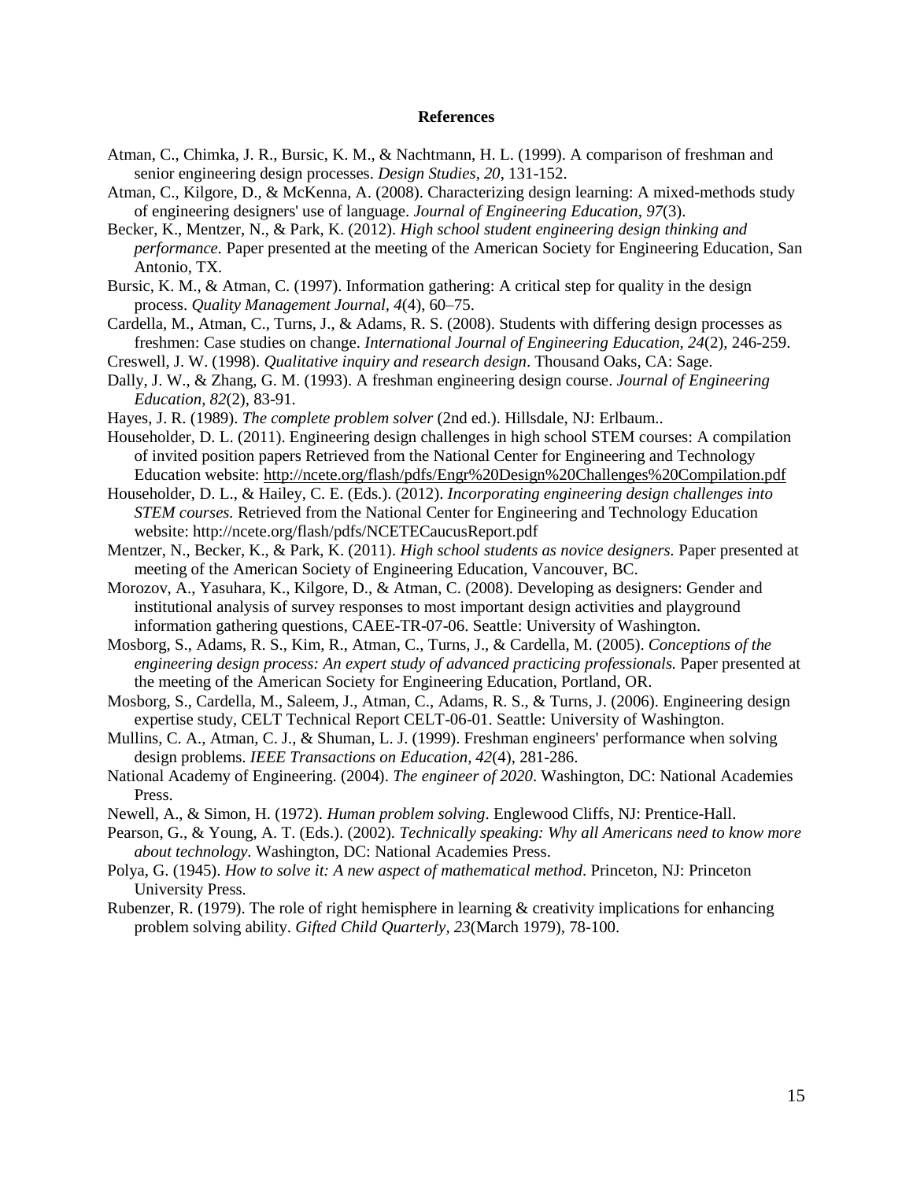## References

Atman, C., Chimka, J. R., Bursic, K. M., & Nachtmann, H. L. (1999). A comparison of freshman and senior engineering design processes. *Design Studies, 20*, 131-152.

Atman, C., Kilgore, D., & McKenna, A. (2008). Characterizing design learning: A mixed-methods study of engineering designers' use of language. *Journal of Engineering Education, 97*(3).

Becker, K., Mentzer, N., & Park, K. (2012). *High school student engineering design thinking and performance.* Paper presented at the meeting of the American Society for Engineering Education, San Antonio, TX.

Bursic, K. M., & Atman, C. (1997). Information gathering: A critical step for quality in the design process. *Quality Management Journal, 4*(4), 60–75.

Cardella, M., Atman, C., Turns, J., & Adams, R. S. (2008). Students with differing design processes as freshmen: Case studies on change. *International Journal of Engineering Education, 24*(2), 246-259.

Creswell, J. W. (1998). *Qualitative inquiry and research design*. Thousand Oaks, CA: Sage.

Dally, J. W., & Zhang, G. M. (1993). A freshman engineering design course. *Journal of Engineering Education, 82*(2), 83-91.

Hayes, J. R. (1989). *The complete problem solver* (2nd ed.). Hillsdale, NJ: Erlbaum..

Householder, D. L. (2011). Engineering design challenges in high school STEM courses: A compilation of invited position papers Retrieved from the National Center for Engineering and Technology Education website: http://ncete.org/flash/pdfs/Engr%20Design%20Challenges%20Compilation.pdf

Householder, D. L., & Hailey, C. E. (Eds.). (2012). *Incorporating engineering design challenges into STEM courses.* Retrieved from the National Center for Engineering and Technology Education website: http://ncete.org/flash/pdfs/NCETECaucusReport.pdf

Mentzer, N., Becker, K., & Park, K. (2011). *High school students as novice designers.* Paper presented at meeting of the American Society of Engineering Education, Vancouver, BC.

Morozov, A., Yasuhara, K., Kilgore, D., & Atman, C. (2008). Developing as designers: Gender and institutional analysis of survey responses to most important design activities and playground information gathering questions, CAEE-TR-07-06. Seattle: University of Washington.

Mosborg, S., Adams, R. S., Kim, R., Atman, C., Turns, J., & Cardella, M. (2005). *Conceptions of the engineering design process: An expert study of advanced practicing professionals.* Paper presented at the meeting of the American Society for Engineering Education, Portland, OR.

Mosborg, S., Cardella, M., Saleem, J., Atman, C., Adams, R. S., & Turns, J. (2006). Engineering design expertise study, CELT Technical Report CELT-06-01. Seattle: University of Washington.

Mullins, C. A., Atman, C. J., & Shuman, L. J. (1999). Freshman engineers' performance when solving design problems. *IEEE Transactions on Education, 42*(4), 281-286.

National Academy of Engineering. (2004). *The engineer of 2020*. Washington, DC: National Academies Press.

Newell, A., & Simon, H. (1972). *Human problem solving*. Englewood Cliffs, NJ: Prentice-Hall.

Pearson, G., & Young, A. T. (Eds.). (2002). *Technically speaking: Why all Americans need to know more about technology*. Washington, DC: National Academies Press.

Polya, G. (1945). *How to solve it: A new aspect of mathematical method*. Princeton, NJ: Princeton University Press.

Rubenzer, R. (1979). The role of right hemisphere in learning & creativity implications for enhancing problem solving ability. *Gifted Child Quarterly, 23*(March 1979), 78-100.